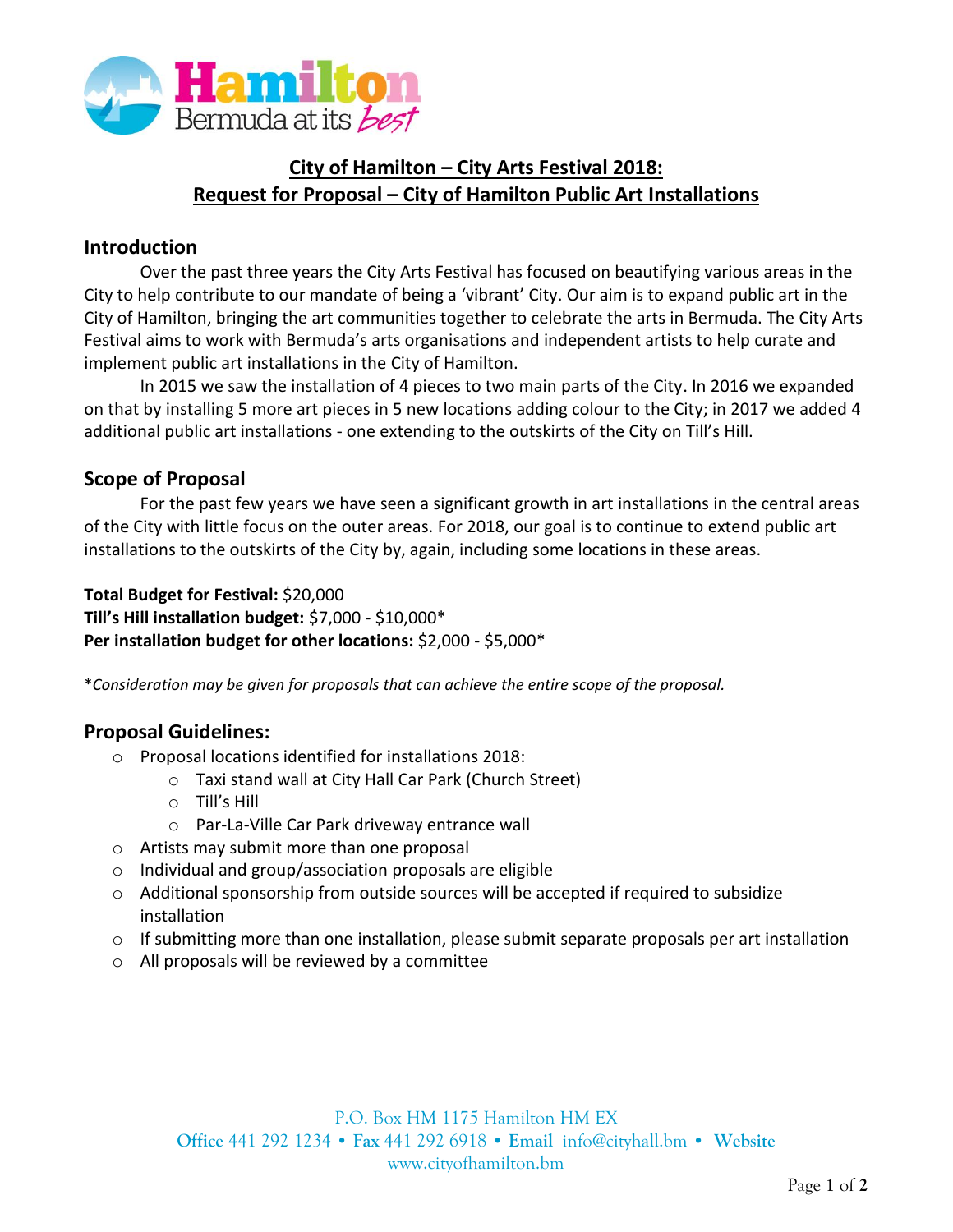# City of Hamilton – City Arts Festival 2018:
# Request for Proposal – City of Hamilton Public Art Installations

## Introduction

Over the past three years the City Arts Festival has focused on beautifying various areas in the City to help contribute to our mandate of being a 'vibrant' City. Our aim is to expand public art in the City of Hamilton, bringing the art communities together to celebrate the arts in Bermuda. The City Arts Festival aims to work with Bermuda's arts organisations and independent artists to help curate and implement public art installations in the City of Hamilton.

In 2015 we saw the installation of 4 pieces to two main parts of the City. In 2016 we expanded on that by installing 5 more art pieces in 5 new locations adding colour to the City; in 2017 we added 4 additional public art installations - one extending to the outskirts of the City on Till's Hill.

## Scope of Proposal

For the past few years we have seen a significant growth in art installations in the central areas of the City with little focus on the outer areas. For 2018, our goal is to continue to extend public art installations to the outskirts of the City by, again, including some locations in these areas.

**Total Budget for Festival:** $20,000
**Till's Hill installation budget:** $7,000 - $10,000*
**Per installation budget for other locations:** $2,000 - $5,000*

**Consideration may be given for proposals that can achieve the entire scope of the proposal.*

## Proposal Guidelines:

- Proposal locations identified for installations 2018:
  - Taxi stand wall at City Hall Car Park (Church Street)
  - Till's Hill
  - Par-La-Ville Car Park driveway entrance wall
- Artists may submit more than one proposal
- Individual and group/association proposals are eligible
- Additional sponsorship from outside sources will be accepted if required to subsidize installation
- If submitting more than one installation, please submit separate proposals per art installation
- All proposals will be reviewed by a committee

P.O. Box HM 1175 Hamilton HM EX
**Office** 441 292 1234 • **Fax** 441 292 6918 • **Email** info@cityhall.bm • **Website** www.cityofhamilton.bm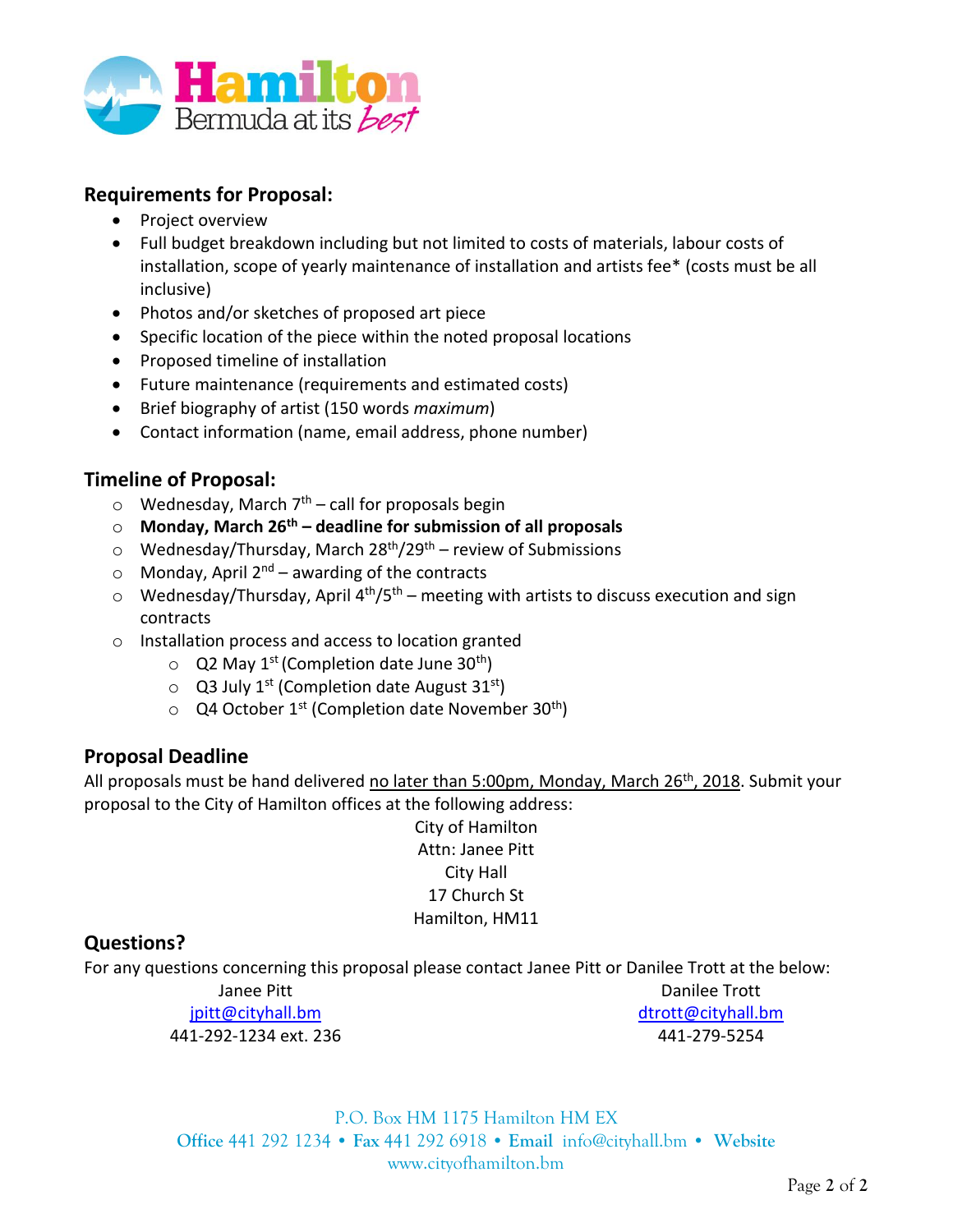## Requirements for Proposal:

- Project overview
- Full budget breakdown including but not limited to costs of materials, labour costs of installation, scope of yearly maintenance of installation and artists fee* (costs must be all inclusive)
- Photos and/or sketches of proposed art piece
- Specific location of the piece within the noted proposal locations
- Proposed timeline of installation
- Future maintenance (requirements and estimated costs)
- Brief biography of artist (150 words *maximum*)
- Contact information (name, email address, phone number)

## Timeline of Proposal:

- Wednesday, March 7th – call for proposals begin
- **Monday, March 26th – deadline for submission of all proposals**
- Wednesday/Thursday, March 28th/29th – review of Submissions
- Monday, April 2nd – awarding of the contracts
- Wednesday/Thursday, April 4th/5th – meeting with artists to discuss execution and sign contracts
- Installation process and access to location granted
  - Q2 May 1st (Completion date June 30th)
  - Q3 July 1st (Completion date August 31st)
  - Q4 October 1st (Completion date November 30th)

## Proposal Deadline

All proposals must be hand delivered no later than 5:00pm, Monday, March 26th, 2018. Submit your proposal to the City of Hamilton offices at the following address:

City of Hamilton
Attn: Janee Pitt
City Hall
17 Church St
Hamilton, HM11

## Questions?

For any questions concerning this proposal please contact Janee Pitt or Danilee Trott at the below:

Janee Pitt
jpitt@cityhall.bm
441-292-1234 ext. 236

Danilee Trott
dtrott@cityhall.bm
441-279-5254

P.O. Box HM 1175 Hamilton HM EX
**Office** 441 292 1234 • **Fax** 441 292 6918 • **Email** info@cityhall.bm • **Website** www.cityofhamilton.bm